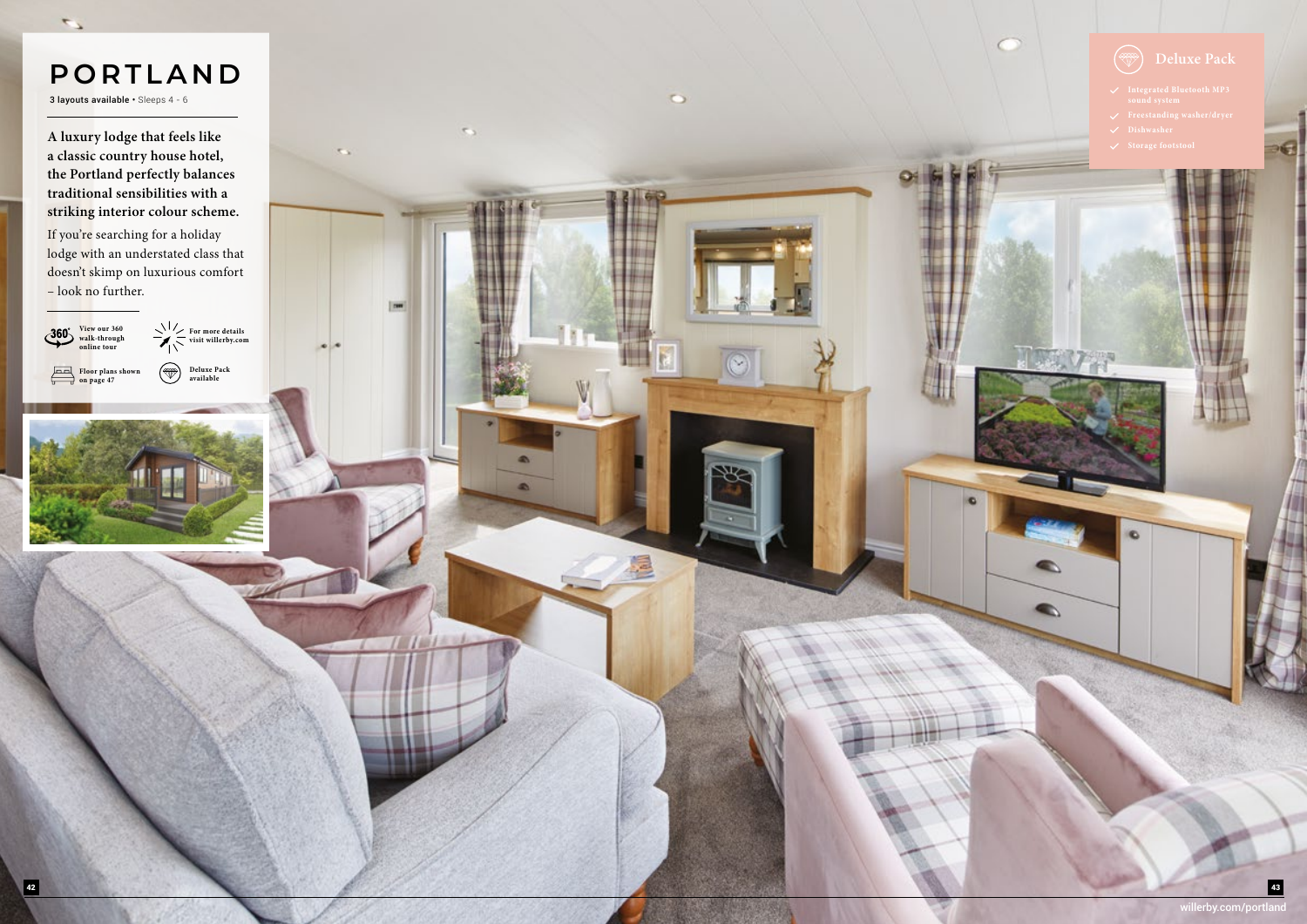# PORTLAND

**3 layouts available** • Sleeps 4 - 6

**A luxury lodge that feels like a classic country house hotel, the Portland perfectly balances traditional sensibilities with a striking interior colour scheme.**

If you're searching for a holiday lodge with an understated class that doesn't skimp on luxurious comfort – look no further.

View our 360 walk-through online tour

For more details visit willerby.com

Floor plans shown on page 47

Deluxe Pack available

## Deluxe Pack

- Integrated Bluetooth MP3 sound system
- Freestanding washer/dryer
- Dishwasher
- Storage footstool

willerby.com/portland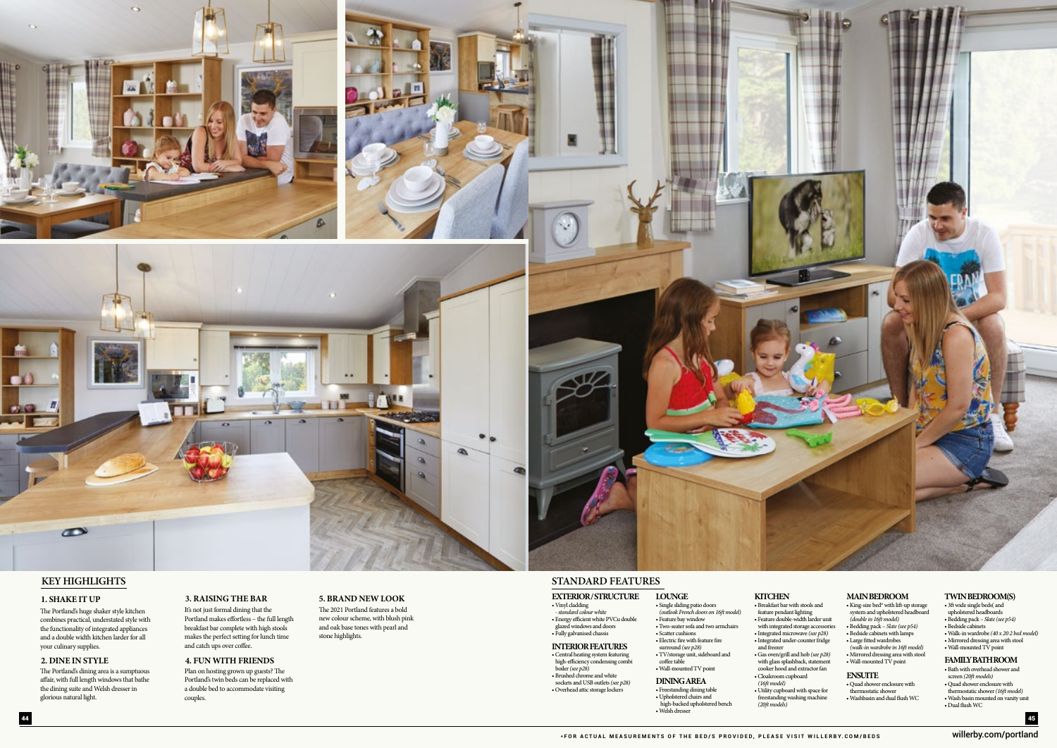## KEY HIGHLIGHTS

### 1. SHAKE IT UP

The Portland's huge shaker style kitchen combines practical, understated style with the functionality of integrated appliances and a double width kitchen larder for all your culinary supplies.

### 2. DINE IN STYLE

The Portland's dining area is a sumptuous affair, with full length windows that bathe the dining suite and Welsh dresser in glorious natural light.

### 3. RAISING THE BAR

It's not just formal dining that the Portland makes effortless – the full length breakfast bar complete with high stools makes the perfect setting for lunch time and catch ups over coffee.

### 4. FUN WITH FRIENDS

Plan on hosting grown up guests? The Portland's twin beds can be replaced with a double bed to accommodate visiting couples.

### 5. BRAND NEW LOOK

The 2021 Portland features a bold new colour scheme, with blush pink and oak base tones with pearl and stone highlights.

## STANDARD FEATURES

### EXTERIOR / STRUCTURE

- Vinyl cladding
  – *standard colour white*
- Energy efficient white PVCu double glazed windows and doors
- Fully galvanised chassis

### INTERIOR FEATURES

- Central heating system featuring high-efficiency condensing combi boiler *(see p28)*
- Brushed chrome and white sockets and USB outlets *(see p28)*
- Overhead attic storage lockers

### LOUNGE

- Single sliding patio doors *(outlook French doors on 16ft model)*
- Feature bay window
- Two-seater sofa and two armchairs
- Scatter cushions
- Electric fire with feature fire surround *(see p28)*
- TV/storage unit, sideboard and coffee table
- Wall-mounted TV point

### DINING AREA

- Freestanding dining table
- Upholstered chairs and high-backed upholstered bench
- Welsh dresser

### KITCHEN

- Breakfast bar with stools and feature pendant lighting
- Feature double-width larder unit with integrated storage accessories
- Integrated microwave *(see p28)*
- Integrated under-counter fridge and freezer
- Gas oven/grill and hob *(see p28)* with glass splashback, statement cooker hood and extractor fan
- Cloakroom cupboard *(16ft model)*
- Utility cupboard with space for freestanding washing machine *(20ft models)*

### MAIN BEDROOM

- King-size bed* with lift-up storage system and upholstered headboard *(double in 16ft model)*
- Bedding pack – *Slate (see p54)*
- Bedside cabinets with lamps
- Large fitted wardrobes *(walk-in wardrobe in 16ft model)*
- Mirrored dressing area with stool
- Wall-mounted TV point

### ENSUITE

- Quad shower enclosure with thermostatic shower
- Washbasin and dual flush WC

### TWIN BEDROOM(S)

- 3ft wide single beds* and upholstered headboards
- Bedding pack – *Slate (see p54)*
- Bedside cabinets
- Walk-in wardrobe *(40 x 20 2 bed model)*
- Mirrored dressing area with stool
- Wall-mounted TV point

### FAMILY BATHROOM

- Bath with overhead shower and screen *(20ft models)*
- Quad shower enclosure with thermostatic shower *(16ft model)*
- Wash basin mounted on vanity unit
- Dual flush WC

*FOR ACTUAL MEASUREMENTS OF THE BED/S PROVIDED, PLEASE VISIT WILLERBY.COM/BEDS

willerby.com/portland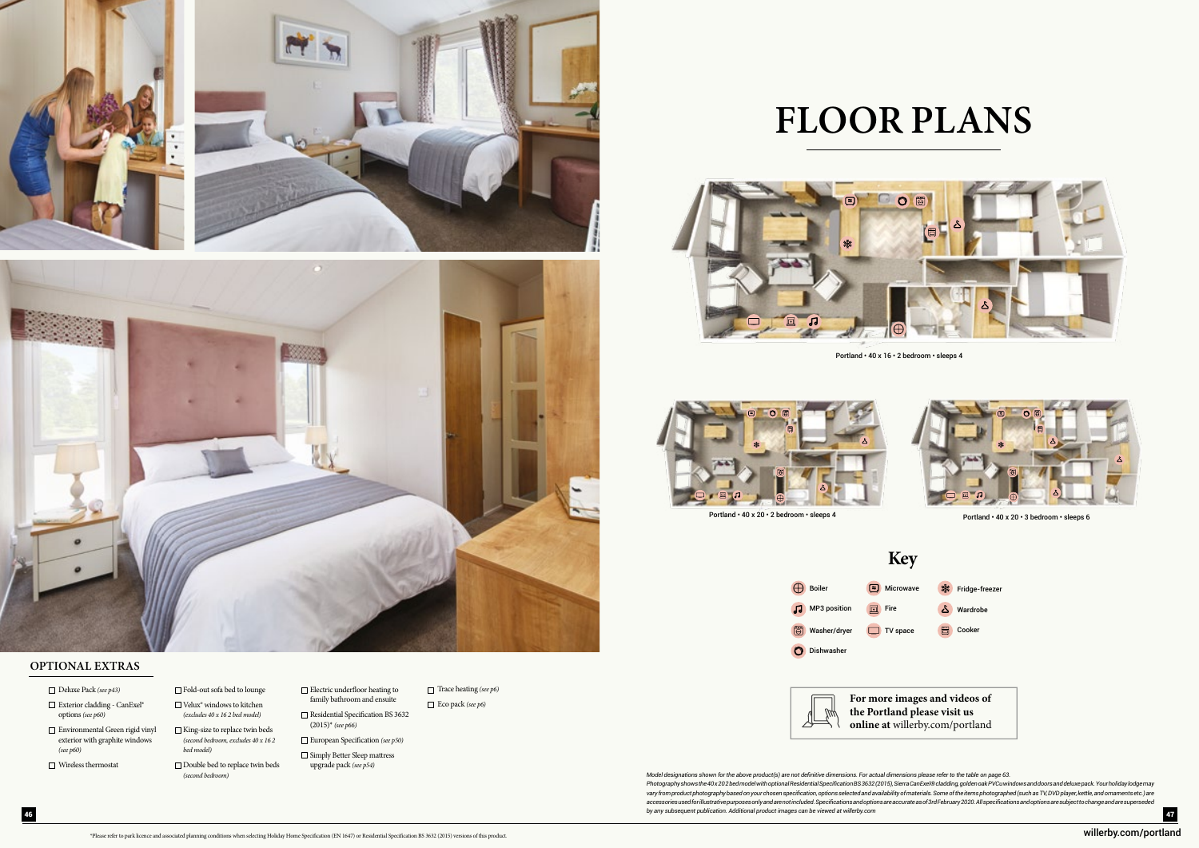# FLOOR PLANS

Portland • 40 x 16 • 2 bedroom • sleeps 4

Portland • 40 x 20 • 2 bedroom • sleeps 4

Portland • 40 x 20 • 3 bedroom • sleeps 6

## Key

- Boiler
- MP3 position
- Washer/dryer
- Dishwasher
- Microwave
- Fire
- TV space
- Fridge-freezer
- Wardrobe
- Cooker

**For more images and videos of the Portland please visit us online at** willerby.com/portland

## OPTIONAL EXTRAS

- ☐ Deluxe Pack *(see p43)*
- ☐ Exterior cladding - CanExel* options *(see p60)*
- ☐ Environmental Green rigid vinyl exterior with graphite windows *(see p60)*
- ☐ Wireless thermostat
- ☐ Fold-out sofa bed to lounge
- ☐ Velux* windows to kitchen *(excludes 40 x 16 2 bed model)*
- ☐ King-size to replace twin beds *(second bedroom, excludes 40 x 16 2 bed model)*
- ☐ Double bed to replace twin beds *(second bedroom)*
- ☐ Electric underfloor heating to family bathroom and ensuite
- ☐ Residential Specification BS 3632 (2015)* *(see p66)*
- ☐ European Specification *(see p50)*
- ☐ Simply Better Sleep mattress upgrade pack *(see p54)*
- ☐ Trace heating *(see p6)*
- ☐ Eco pack *(see p6)*

*Model designations shown for the above product(s) are not definitive dimensions. For actual dimensions please refer to the table on page 63. Photography shows the 40x20 2 bed model with optional Residential Specification BS 3632 (2015), Sierra CanExel® cladding, golden oak PVCu windows and doors and deluxe pack. Your holiday lodge may vary from product photography based on your chosen specification, options selected and availability of materials. Some of the items photographed (such as TV, DVD player, kettle, and ornaments etc.) are accessories used for illustrative purposes only and are not included. Specifications and options are accurate as of 3rd February 2020. All specifications and options are subject to change and are superseded by any subsequent publication. Additional product images can be viewed at willerby.com*

*Please refer to park licence and associated planning conditions when selecting Holiday Home Specification (EN 1647) or Residential Specification BS 3632 (2015) versions of this product.